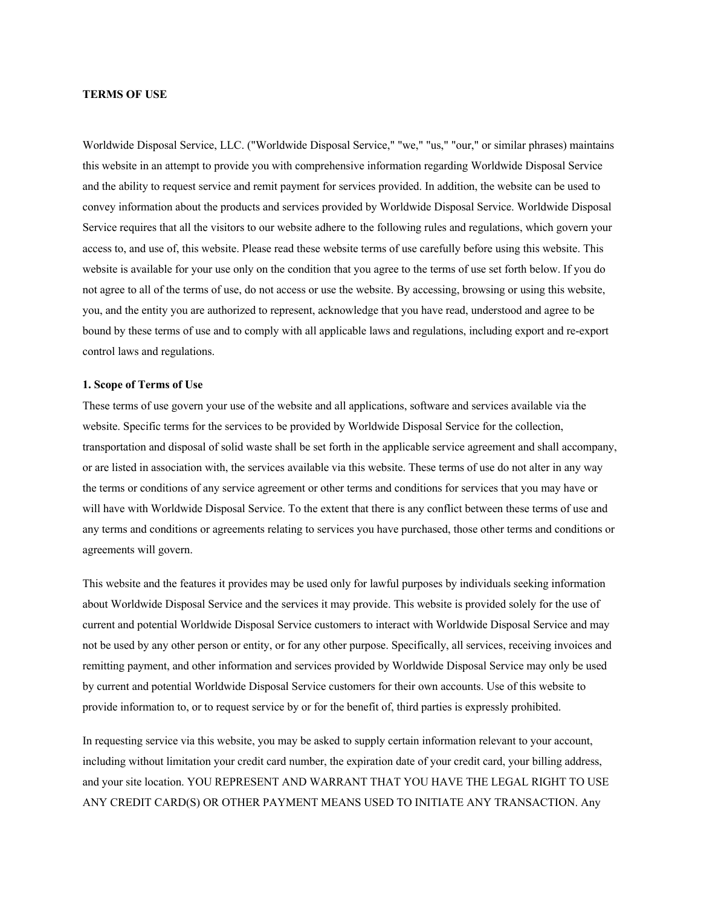**TERMS OF USE**

Worldwide Disposal Service, LLC. ("Worldwide Disposal Service," "we," "us," "our," or similar phrases) maintains this website in an attempt to provide you with comprehensive information regarding Worldwide Disposal Service and the ability to request service and remit payment for services provided. In addition, the website can be used to convey information about the products and services provided by Worldwide Disposal Service. Worldwide Disposal Service requires that all the visitors to our website adhere to the following rules and regulations, which govern your access to, and use of, this website. Please read these website terms of use carefully before using this website. This website is available for your use only on the condition that you agree to the terms of use set forth below. If you do not agree to all of the terms of use, do not access or use the website. By accessing, browsing or using this website, you, and the entity you are authorized to represent, acknowledge that you have read, understood and agree to be bound by these terms of use and to comply with all applicable laws and regulations, including export and re-export control laws and regulations.

**1. Scope of Terms of Use**

These terms of use govern your use of the website and all applications, software and services available via the website. Specific terms for the services to be provided by Worldwide Disposal Service for the collection, transportation and disposal of solid waste shall be set forth in the applicable service agreement and shall accompany, or are listed in association with, the services available via this website. These terms of use do not alter in any way the terms or conditions of any service agreement or other terms and conditions for services that you may have or will have with Worldwide Disposal Service. To the extent that there is any conflict between these terms of use and any terms and conditions or agreements relating to services you have purchased, those other terms and conditions or agreements will govern.

This website and the features it provides may be used only for lawful purposes by individuals seeking information about Worldwide Disposal Service and the services it may provide. This website is provided solely for the use of current and potential Worldwide Disposal Service customers to interact with Worldwide Disposal Service and may not be used by any other person or entity, or for any other purpose. Specifically, all services, receiving invoices and remitting payment, and other information and services provided by Worldwide Disposal Service may only be used by current and potential Worldwide Disposal Service customers for their own accounts. Use of this website to provide information to, or to request service by or for the benefit of, third parties is expressly prohibited.

In requesting service via this website, you may be asked to supply certain information relevant to your account, including without limitation your credit card number, the expiration date of your credit card, your billing address, and your site location. YOU REPRESENT AND WARRANT THAT YOU HAVE THE LEGAL RIGHT TO USE ANY CREDIT CARD(S) OR OTHER PAYMENT MEANS USED TO INITIATE ANY TRANSACTION. Any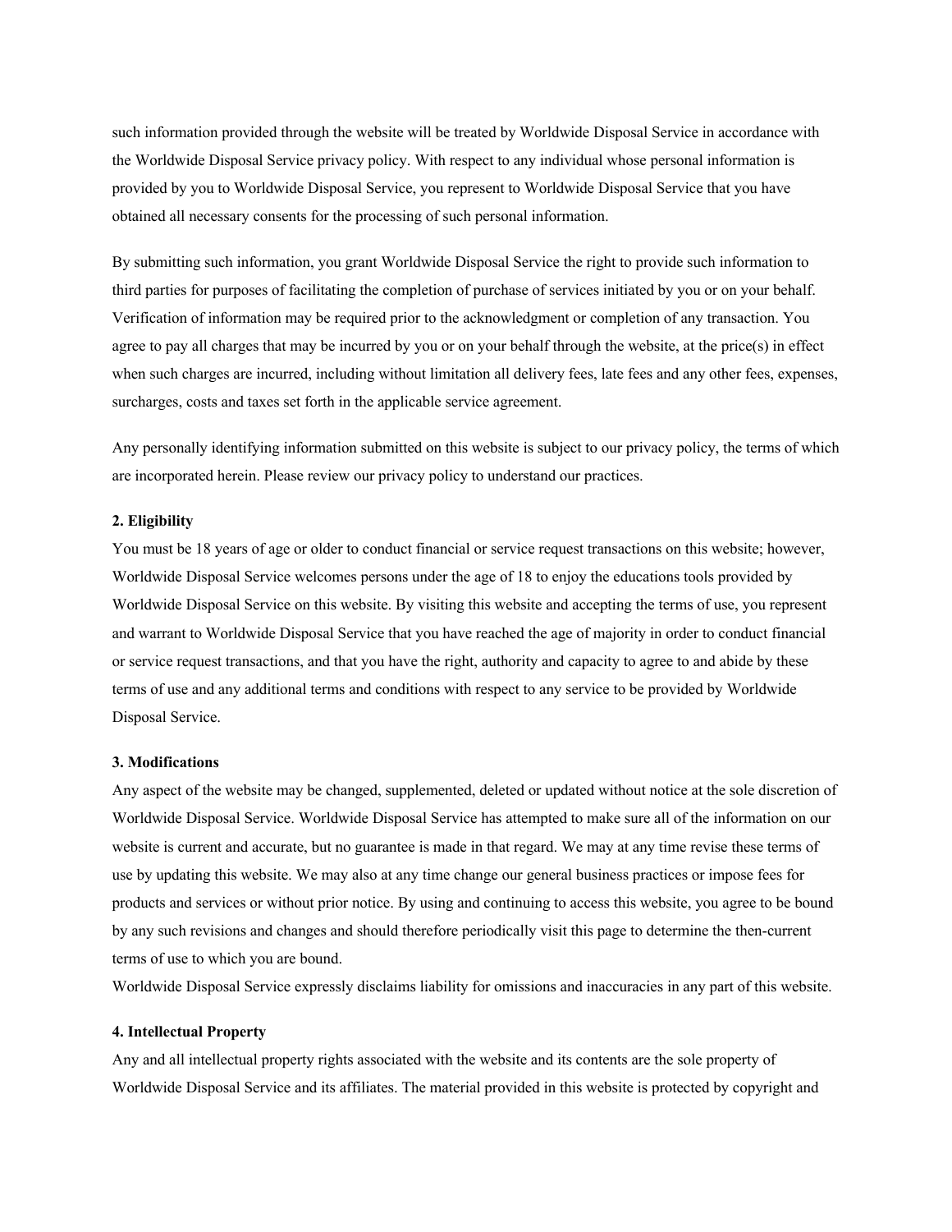such information provided through the website will be treated by Worldwide Disposal Service in accordance with the Worldwide Disposal Service privacy policy. With respect to any individual whose personal information is provided by you to Worldwide Disposal Service, you represent to Worldwide Disposal Service that you have obtained all necessary consents for the processing of such personal information.

By submitting such information, you grant Worldwide Disposal Service the right to provide such information to third parties for purposes of facilitating the completion of purchase of services initiated by you or on your behalf. Verification of information may be required prior to the acknowledgment or completion of any transaction. You agree to pay all charges that may be incurred by you or on your behalf through the website, at the price(s) in effect when such charges are incurred, including without limitation all delivery fees, late fees and any other fees, expenses, surcharges, costs and taxes set forth in the applicable service agreement.

Any personally identifying information submitted on this website is subject to our privacy policy, the terms of which are incorporated herein. Please review our privacy policy to understand our practices.

**2. Eligibility**

You must be 18 years of age or older to conduct financial or service request transactions on this website; however, Worldwide Disposal Service welcomes persons under the age of 18 to enjoy the educations tools provided by Worldwide Disposal Service on this website. By visiting this website and accepting the terms of use, you represent and warrant to Worldwide Disposal Service that you have reached the age of majority in order to conduct financial or service request transactions, and that you have the right, authority and capacity to agree to and abide by these terms of use and any additional terms and conditions with respect to any service to be provided by Worldwide Disposal Service.

**3. Modifications**

Any aspect of the website may be changed, supplemented, deleted or updated without notice at the sole discretion of Worldwide Disposal Service. Worldwide Disposal Service has attempted to make sure all of the information on our website is current and accurate, but no guarantee is made in that regard. We may at any time revise these terms of use by updating this website. We may also at any time change our general business practices or impose fees for products and services or without prior notice. By using and continuing to access this website, you agree to be bound by any such revisions and changes and should therefore periodically visit this page to determine the then-current terms of use to which you are bound.

Worldwide Disposal Service expressly disclaims liability for omissions and inaccuracies in any part of this website.

**4. Intellectual Property**

Any and all intellectual property rights associated with the website and its contents are the sole property of Worldwide Disposal Service and its affiliates. The material provided in this website is protected by copyright and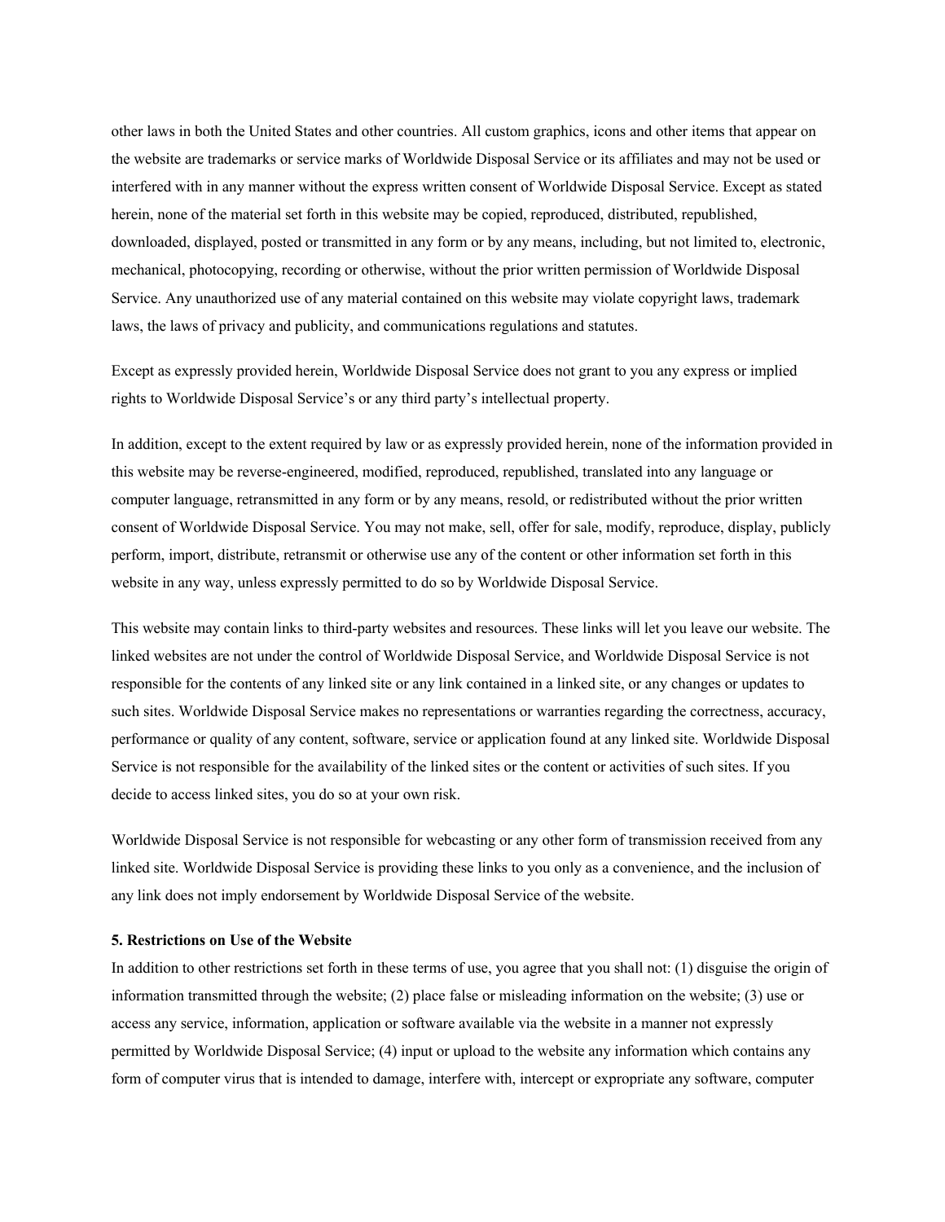other laws in both the United States and other countries. All custom graphics, icons and other items that appear on the website are trademarks or service marks of Worldwide Disposal Service or its affiliates and may not be used or interfered with in any manner without the express written consent of Worldwide Disposal Service. Except as stated herein, none of the material set forth in this website may be copied, reproduced, distributed, republished, downloaded, displayed, posted or transmitted in any form or by any means, including, but not limited to, electronic, mechanical, photocopying, recording or otherwise, without the prior written permission of Worldwide Disposal Service. Any unauthorized use of any material contained on this website may violate copyright laws, trademark laws, the laws of privacy and publicity, and communications regulations and statutes.

Except as expressly provided herein, Worldwide Disposal Service does not grant to you any express or implied rights to Worldwide Disposal Service's or any third party's intellectual property.

In addition, except to the extent required by law or as expressly provided herein, none of the information provided in this website may be reverse-engineered, modified, reproduced, republished, translated into any language or computer language, retransmitted in any form or by any means, resold, or redistributed without the prior written consent of Worldwide Disposal Service. You may not make, sell, offer for sale, modify, reproduce, display, publicly perform, import, distribute, retransmit or otherwise use any of the content or other information set forth in this website in any way, unless expressly permitted to do so by Worldwide Disposal Service.

This website may contain links to third-party websites and resources. These links will let you leave our website. The linked websites are not under the control of Worldwide Disposal Service, and Worldwide Disposal Service is not responsible for the contents of any linked site or any link contained in a linked site, or any changes or updates to such sites. Worldwide Disposal Service makes no representations or warranties regarding the correctness, accuracy, performance or quality of any content, software, service or application found at any linked site. Worldwide Disposal Service is not responsible for the availability of the linked sites or the content or activities of such sites. If you decide to access linked sites, you do so at your own risk.

Worldwide Disposal Service is not responsible for webcasting or any other form of transmission received from any linked site. Worldwide Disposal Service is providing these links to you only as a convenience, and the inclusion of any link does not imply endorsement by Worldwide Disposal Service of the website.

**5. Restrictions on Use of the Website**

In addition to other restrictions set forth in these terms of use, you agree that you shall not: (1) disguise the origin of information transmitted through the website; (2) place false or misleading information on the website; (3) use or access any service, information, application or software available via the website in a manner not expressly permitted by Worldwide Disposal Service; (4) input or upload to the website any information which contains any form of computer virus that is intended to damage, interfere with, intercept or expropriate any software, computer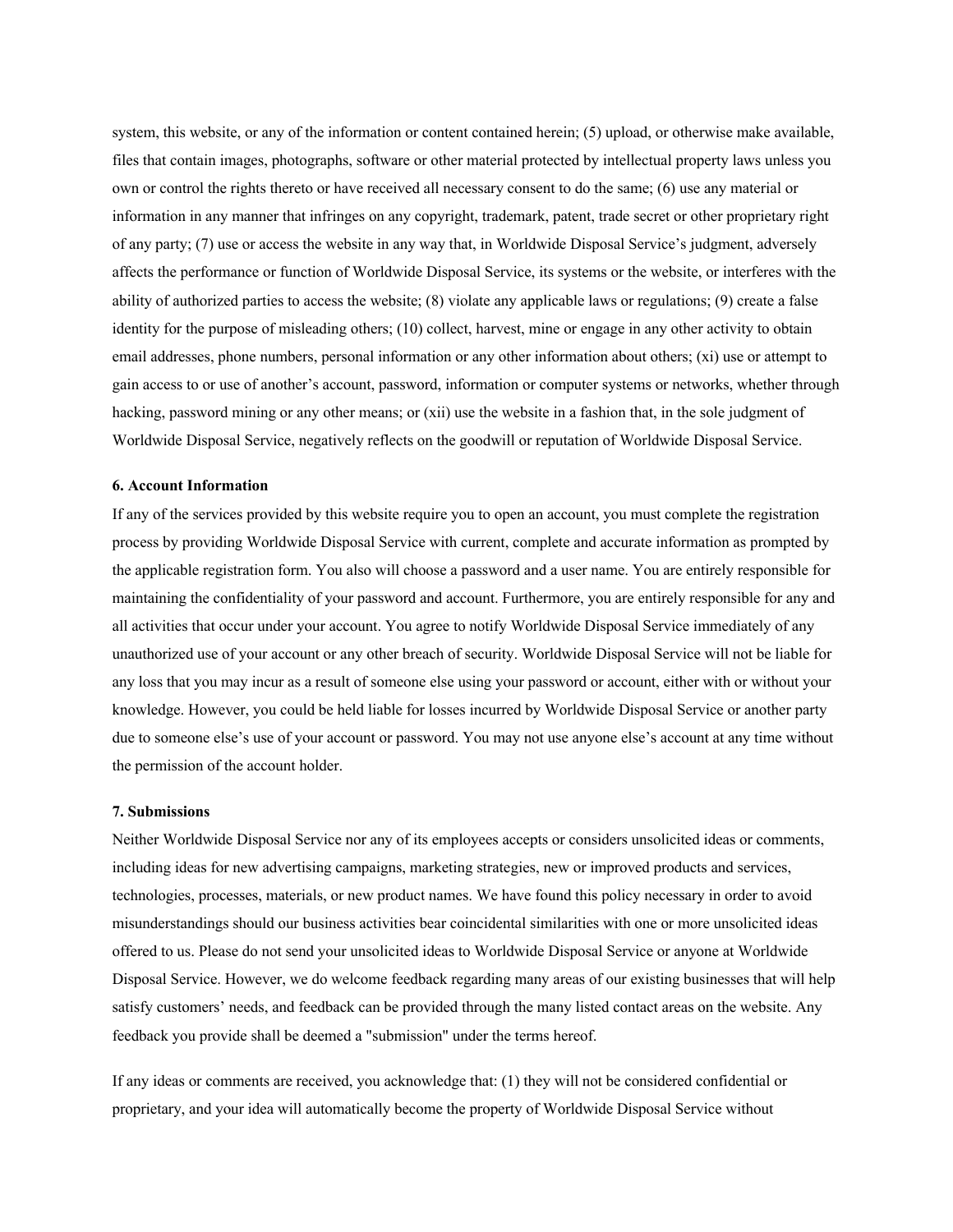system, this website, or any of the information or content contained herein; (5) upload, or otherwise make available, files that contain images, photographs, software or other material protected by intellectual property laws unless you own or control the rights thereto or have received all necessary consent to do the same; (6) use any material or information in any manner that infringes on any copyright, trademark, patent, trade secret or other proprietary right of any party; (7) use or access the website in any way that, in Worldwide Disposal Service's judgment, adversely affects the performance or function of Worldwide Disposal Service, its systems or the website, or interferes with the ability of authorized parties to access the website; (8) violate any applicable laws or regulations; (9) create a false identity for the purpose of misleading others; (10) collect, harvest, mine or engage in any other activity to obtain email addresses, phone numbers, personal information or any other information about others; (xi) use or attempt to gain access to or use of another's account, password, information or computer systems or networks, whether through hacking, password mining or any other means; or (xii) use the website in a fashion that, in the sole judgment of Worldwide Disposal Service, negatively reflects on the goodwill or reputation of Worldwide Disposal Service.

**6. Account Information**

If any of the services provided by this website require you to open an account, you must complete the registration process by providing Worldwide Disposal Service with current, complete and accurate information as prompted by the applicable registration form. You also will choose a password and a user name. You are entirely responsible for maintaining the confidentiality of your password and account. Furthermore, you are entirely responsible for any and all activities that occur under your account. You agree to notify Worldwide Disposal Service immediately of any unauthorized use of your account or any other breach of security. Worldwide Disposal Service will not be liable for any loss that you may incur as a result of someone else using your password or account, either with or without your knowledge. However, you could be held liable for losses incurred by Worldwide Disposal Service or another party due to someone else's use of your account or password. You may not use anyone else's account at any time without the permission of the account holder.

**7. Submissions**

Neither Worldwide Disposal Service nor any of its employees accepts or considers unsolicited ideas or comments, including ideas for new advertising campaigns, marketing strategies, new or improved products and services, technologies, processes, materials, or new product names. We have found this policy necessary in order to avoid misunderstandings should our business activities bear coincidental similarities with one or more unsolicited ideas offered to us. Please do not send your unsolicited ideas to Worldwide Disposal Service or anyone at Worldwide Disposal Service. However, we do welcome feedback regarding many areas of our existing businesses that will help satisfy customers' needs, and feedback can be provided through the many listed contact areas on the website. Any feedback you provide shall be deemed a "submission" under the terms hereof.

If any ideas or comments are received, you acknowledge that: (1) they will not be considered confidential or proprietary, and your idea will automatically become the property of Worldwide Disposal Service without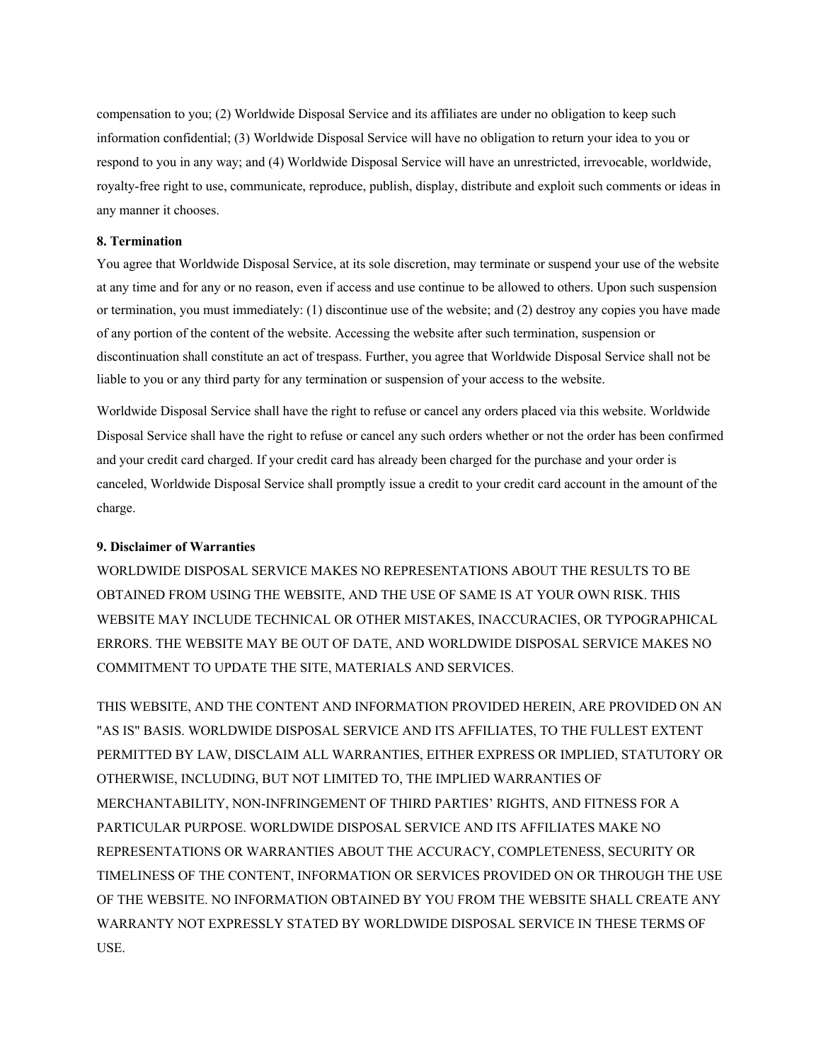compensation to you; (2) Worldwide Disposal Service and its affiliates are under no obligation to keep such information confidential; (3) Worldwide Disposal Service will have no obligation to return your idea to you or respond to you in any way; and (4) Worldwide Disposal Service will have an unrestricted, irrevocable, worldwide, royalty-free right to use, communicate, reproduce, publish, display, distribute and exploit such comments or ideas in any manner it chooses.

**8. Termination**

You agree that Worldwide Disposal Service, at its sole discretion, may terminate or suspend your use of the website at any time and for any or no reason, even if access and use continue to be allowed to others. Upon such suspension or termination, you must immediately: (1) discontinue use of the website; and (2) destroy any copies you have made of any portion of the content of the website. Accessing the website after such termination, suspension or discontinuation shall constitute an act of trespass. Further, you agree that Worldwide Disposal Service shall not be liable to you or any third party for any termination or suspension of your access to the website.

Worldwide Disposal Service shall have the right to refuse or cancel any orders placed via this website. Worldwide Disposal Service shall have the right to refuse or cancel any such orders whether or not the order has been confirmed and your credit card charged. If your credit card has already been charged for the purchase and your order is canceled, Worldwide Disposal Service shall promptly issue a credit to your credit card account in the amount of the charge.

**9. Disclaimer of Warranties**

WORLDWIDE DISPOSAL SERVICE MAKES NO REPRESENTATIONS ABOUT THE RESULTS TO BE OBTAINED FROM USING THE WEBSITE, AND THE USE OF SAME IS AT YOUR OWN RISK. THIS WEBSITE MAY INCLUDE TECHNICAL OR OTHER MISTAKES, INACCURACIES, OR TYPOGRAPHICAL ERRORS. THE WEBSITE MAY BE OUT OF DATE, AND WORLDWIDE DISPOSAL SERVICE MAKES NO COMMITMENT TO UPDATE THE SITE, MATERIALS AND SERVICES.

THIS WEBSITE, AND THE CONTENT AND INFORMATION PROVIDED HEREIN, ARE PROVIDED ON AN "AS IS" BASIS. WORLDWIDE DISPOSAL SERVICE AND ITS AFFILIATES, TO THE FULLEST EXTENT PERMITTED BY LAW, DISCLAIM ALL WARRANTIES, EITHER EXPRESS OR IMPLIED, STATUTORY OR OTHERWISE, INCLUDING, BUT NOT LIMITED TO, THE IMPLIED WARRANTIES OF MERCHANTABILITY, NON-INFRINGEMENT OF THIRD PARTIES' RIGHTS, AND FITNESS FOR A PARTICULAR PURPOSE. WORLDWIDE DISPOSAL SERVICE AND ITS AFFILIATES MAKE NO REPRESENTATIONS OR WARRANTIES ABOUT THE ACCURACY, COMPLETENESS, SECURITY OR TIMELINESS OF THE CONTENT, INFORMATION OR SERVICES PROVIDED ON OR THROUGH THE USE OF THE WEBSITE. NO INFORMATION OBTAINED BY YOU FROM THE WEBSITE SHALL CREATE ANY WARRANTY NOT EXPRESSLY STATED BY WORLDWIDE DISPOSAL SERVICE IN THESE TERMS OF USE.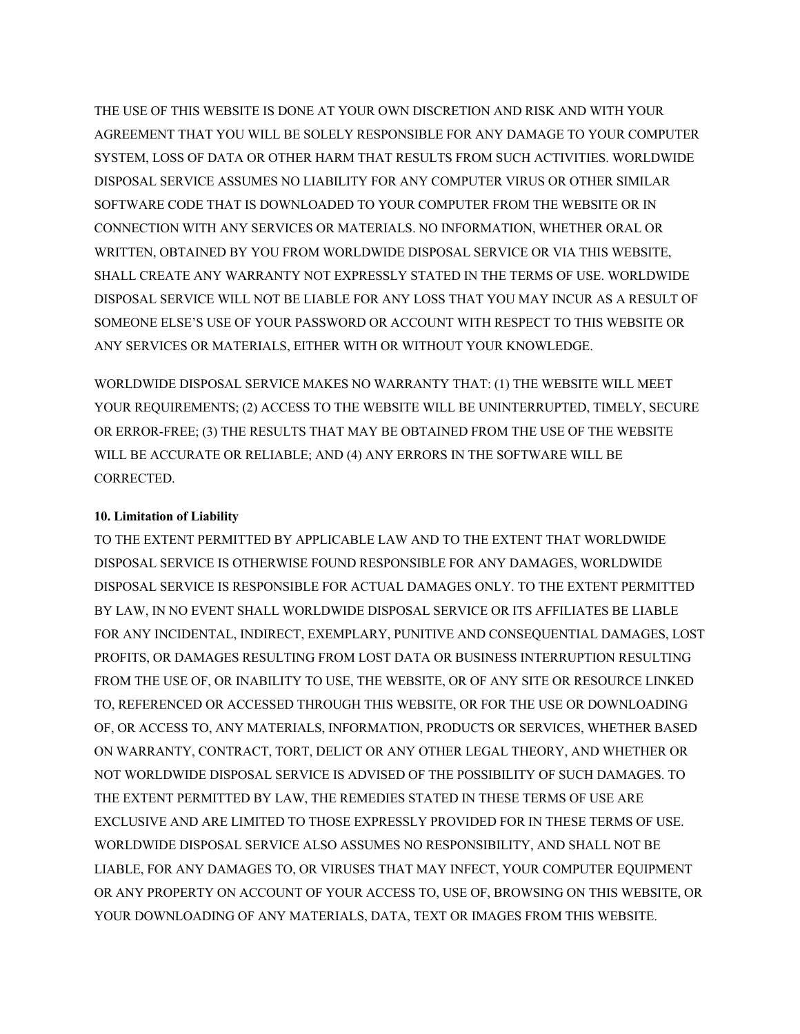THE USE OF THIS WEBSITE IS DONE AT YOUR OWN DISCRETION AND RISK AND WITH YOUR AGREEMENT THAT YOU WILL BE SOLELY RESPONSIBLE FOR ANY DAMAGE TO YOUR COMPUTER SYSTEM, LOSS OF DATA OR OTHER HARM THAT RESULTS FROM SUCH ACTIVITIES. WORLDWIDE DISPOSAL SERVICE ASSUMES NO LIABILITY FOR ANY COMPUTER VIRUS OR OTHER SIMILAR SOFTWARE CODE THAT IS DOWNLOADED TO YOUR COMPUTER FROM THE WEBSITE OR IN CONNECTION WITH ANY SERVICES OR MATERIALS. NO INFORMATION, WHETHER ORAL OR WRITTEN, OBTAINED BY YOU FROM WORLDWIDE DISPOSAL SERVICE OR VIA THIS WEBSITE, SHALL CREATE ANY WARRANTY NOT EXPRESSLY STATED IN THE TERMS OF USE. WORLDWIDE DISPOSAL SERVICE WILL NOT BE LIABLE FOR ANY LOSS THAT YOU MAY INCUR AS A RESULT OF SOMEONE ELSE'S USE OF YOUR PASSWORD OR ACCOUNT WITH RESPECT TO THIS WEBSITE OR ANY SERVICES OR MATERIALS, EITHER WITH OR WITHOUT YOUR KNOWLEDGE.

WORLDWIDE DISPOSAL SERVICE MAKES NO WARRANTY THAT: (1) THE WEBSITE WILL MEET YOUR REQUIREMENTS; (2) ACCESS TO THE WEBSITE WILL BE UNINTERRUPTED, TIMELY, SECURE OR ERROR-FREE; (3) THE RESULTS THAT MAY BE OBTAINED FROM THE USE OF THE WEBSITE WILL BE ACCURATE OR RELIABLE; AND (4) ANY ERRORS IN THE SOFTWARE WILL BE CORRECTED.

**10. Limitation of Liability**

TO THE EXTENT PERMITTED BY APPLICABLE LAW AND TO THE EXTENT THAT WORLDWIDE DISPOSAL SERVICE IS OTHERWISE FOUND RESPONSIBLE FOR ANY DAMAGES, WORLDWIDE DISPOSAL SERVICE IS RESPONSIBLE FOR ACTUAL DAMAGES ONLY. TO THE EXTENT PERMITTED BY LAW, IN NO EVENT SHALL WORLDWIDE DISPOSAL SERVICE OR ITS AFFILIATES BE LIABLE FOR ANY INCIDENTAL, INDIRECT, EXEMPLARY, PUNITIVE AND CONSEQUENTIAL DAMAGES, LOST PROFITS, OR DAMAGES RESULTING FROM LOST DATA OR BUSINESS INTERRUPTION RESULTING FROM THE USE OF, OR INABILITY TO USE, THE WEBSITE, OR OF ANY SITE OR RESOURCE LINKED TO, REFERENCED OR ACCESSED THROUGH THIS WEBSITE, OR FOR THE USE OR DOWNLOADING OF, OR ACCESS TO, ANY MATERIALS, INFORMATION, PRODUCTS OR SERVICES, WHETHER BASED ON WARRANTY, CONTRACT, TORT, DELICT OR ANY OTHER LEGAL THEORY, AND WHETHER OR NOT WORLDWIDE DISPOSAL SERVICE IS ADVISED OF THE POSSIBILITY OF SUCH DAMAGES. TO THE EXTENT PERMITTED BY LAW, THE REMEDIES STATED IN THESE TERMS OF USE ARE EXCLUSIVE AND ARE LIMITED TO THOSE EXPRESSLY PROVIDED FOR IN THESE TERMS OF USE. WORLDWIDE DISPOSAL SERVICE ALSO ASSUMES NO RESPONSIBILITY, AND SHALL NOT BE LIABLE, FOR ANY DAMAGES TO, OR VIRUSES THAT MAY INFECT, YOUR COMPUTER EQUIPMENT OR ANY PROPERTY ON ACCOUNT OF YOUR ACCESS TO, USE OF, BROWSING ON THIS WEBSITE, OR YOUR DOWNLOADING OF ANY MATERIALS, DATA, TEXT OR IMAGES FROM THIS WEBSITE.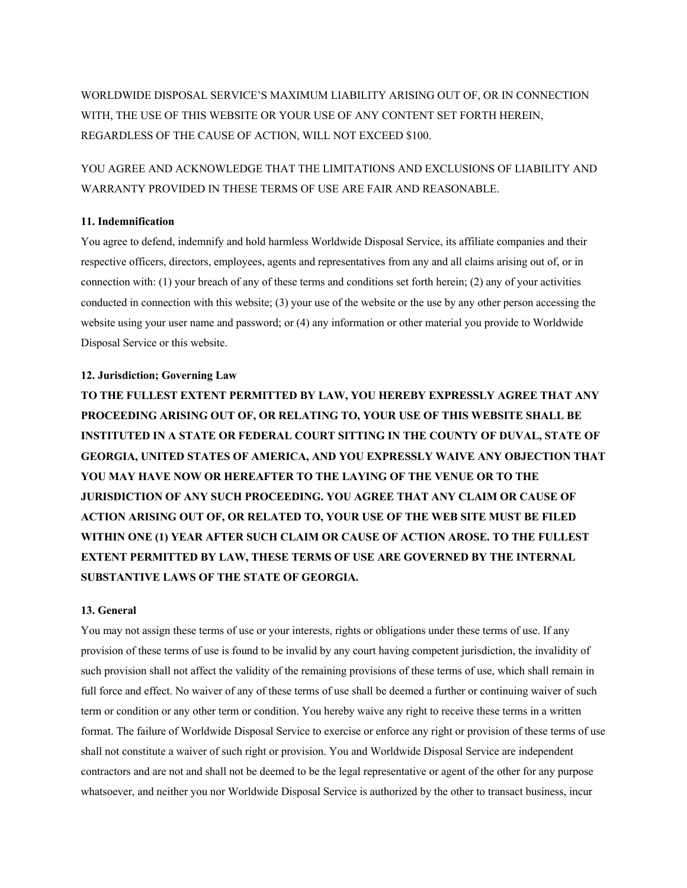WORLDWIDE DISPOSAL SERVICE'S MAXIMUM LIABILITY ARISING OUT OF, OR IN CONNECTION WITH, THE USE OF THIS WEBSITE OR YOUR USE OF ANY CONTENT SET FORTH HEREIN, REGARDLESS OF THE CAUSE OF ACTION, WILL NOT EXCEED $100.

YOU AGREE AND ACKNOWLEDGE THAT THE LIMITATIONS AND EXCLUSIONS OF LIABILITY AND WARRANTY PROVIDED IN THESE TERMS OF USE ARE FAIR AND REASONABLE.

**11. Indemnification**

You agree to defend, indemnify and hold harmless Worldwide Disposal Service, its affiliate companies and their respective officers, directors, employees, agents and representatives from any and all claims arising out of, or in connection with: (1) your breach of any of these terms and conditions set forth herein; (2) any of your activities conducted in connection with this website; (3) your use of the website or the use by any other person accessing the website using your user name and password; or (4) any information or other material you provide to Worldwide Disposal Service or this website.

**12. Jurisdiction; Governing Law**

**TO THE FULLEST EXTENT PERMITTED BY LAW, YOU HEREBY EXPRESSLY AGREE THAT ANY PROCEEDING ARISING OUT OF, OR RELATING TO, YOUR USE OF THIS WEBSITE SHALL BE INSTITUTED IN A STATE OR FEDERAL COURT SITTING IN THE COUNTY OF DUVAL, STATE OF GEORGIA, UNITED STATES OF AMERICA, AND YOU EXPRESSLY WAIVE ANY OBJECTION THAT YOU MAY HAVE NOW OR HEREAFTER TO THE LAYING OF THE VENUE OR TO THE JURISDICTION OF ANY SUCH PROCEEDING. YOU AGREE THAT ANY CLAIM OR CAUSE OF ACTION ARISING OUT OF, OR RELATED TO, YOUR USE OF THE WEB SITE MUST BE FILED WITHIN ONE (1) YEAR AFTER SUCH CLAIM OR CAUSE OF ACTION AROSE. TO THE FULLEST EXTENT PERMITTED BY LAW, THESE TERMS OF USE ARE GOVERNED BY THE INTERNAL SUBSTANTIVE LAWS OF THE STATE OF GEORGIA.**

**13. General**

You may not assign these terms of use or your interests, rights or obligations under these terms of use. If any provision of these terms of use is found to be invalid by any court having competent jurisdiction, the invalidity of such provision shall not affect the validity of the remaining provisions of these terms of use, which shall remain in full force and effect. No waiver of any of these terms of use shall be deemed a further or continuing waiver of such term or condition or any other term or condition. You hereby waive any right to receive these terms in a written format. The failure of Worldwide Disposal Service to exercise or enforce any right or provision of these terms of use shall not constitute a waiver of such right or provision. You and Worldwide Disposal Service are independent contractors and are not and shall not be deemed to be the legal representative or agent of the other for any purpose whatsoever, and neither you nor Worldwide Disposal Service is authorized by the other to transact business, incur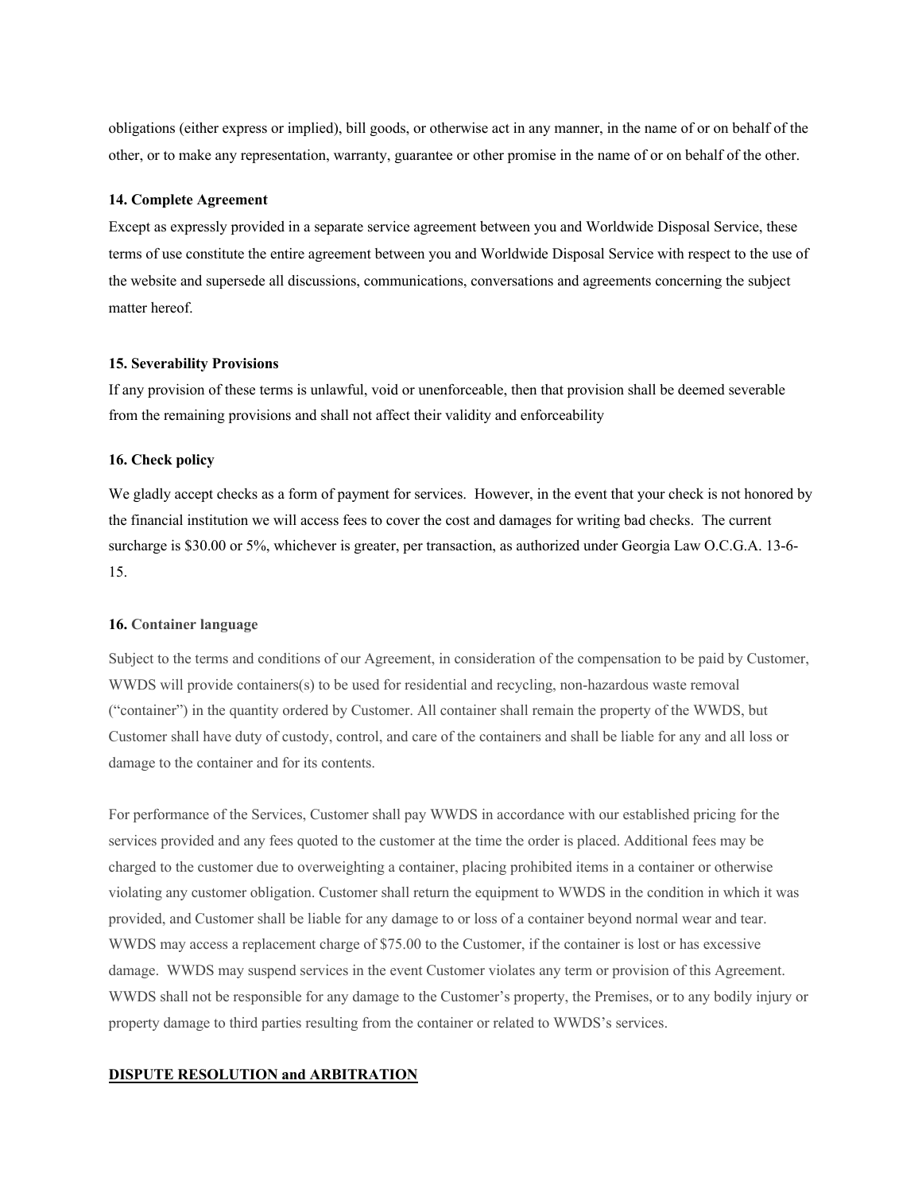obligations (either express or implied), bill goods, or otherwise act in any manner, in the name of or on behalf of the other, or to make any representation, warranty, guarantee or other promise in the name of or on behalf of the other.

**14. Complete Agreement**

Except as expressly provided in a separate service agreement between you and Worldwide Disposal Service, these terms of use constitute the entire agreement between you and Worldwide Disposal Service with respect to the use of the website and supersede all discussions, communications, conversations and agreements concerning the subject matter hereof.

**15. Severability Provisions**

If any provision of these terms is unlawful, void or unenforceable, then that provision shall be deemed severable from the remaining provisions and shall not affect their validity and enforceability

**16. Check policy**

We gladly accept checks as a form of payment for services. However, in the event that your check is not honored by the financial institution we will access fees to cover the cost and damages for writing bad checks. The current surcharge is $30.00 or 5%, whichever is greater, per transaction, as authorized under Georgia Law O.C.G.A. 13-6-15.

**16. Container language**

Subject to the terms and conditions of our Agreement, in consideration of the compensation to be paid by Customer, WWDS will provide containers(s) to be used for residential and recycling, non-hazardous waste removal ("container") in the quantity ordered by Customer. All container shall remain the property of the WWDS, but Customer shall have duty of custody, control, and care of the containers and shall be liable for any and all loss or damage to the container and for its contents.

For performance of the Services, Customer shall pay WWDS in accordance with our established pricing for the services provided and any fees quoted to the customer at the time the order is placed. Additional fees may be charged to the customer due to overweighting a container, placing prohibited items in a container or otherwise violating any customer obligation. Customer shall return the equipment to WWDS in the condition in which it was provided, and Customer shall be liable for any damage to or loss of a container beyond normal wear and tear. WWDS may access a replacement charge of $75.00 to the Customer, if the container is lost or has excessive damage. WWDS may suspend services in the event Customer violates any term or provision of this Agreement. WWDS shall not be responsible for any damage to the Customer's property, the Premises, or to any bodily injury or property damage to third parties resulting from the container or related to WWDS's services.

**DISPUTE RESOLUTION and ARBITRATION**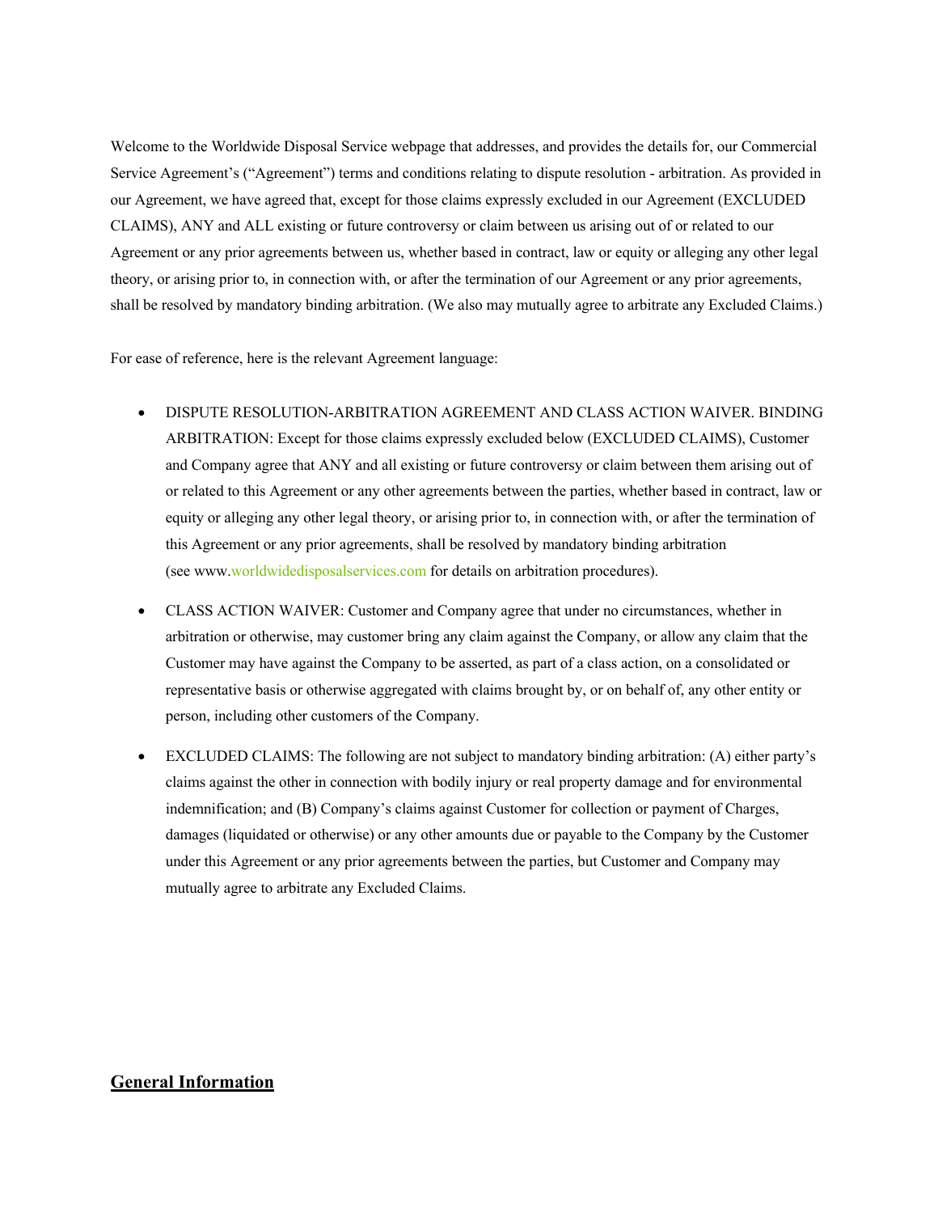Welcome to the Worldwide Disposal Service webpage that addresses, and provides the details for, our Commercial Service Agreement's ("Agreement") terms and conditions relating to dispute resolution - arbitration. As provided in our Agreement, we have agreed that, except for those claims expressly excluded in our Agreement (EXCLUDED CLAIMS), ANY and ALL existing or future controversy or claim between us arising out of or related to our Agreement or any prior agreements between us, whether based in contract, law or equity or alleging any other legal theory, or arising prior to, in connection with, or after the termination of our Agreement or any prior agreements, shall be resolved by mandatory binding arbitration. (We also may mutually agree to arbitrate any Excluded Claims.)

For ease of reference, here is the relevant Agreement language:

- DISPUTE RESOLUTION-ARBITRATION AGREEMENT AND CLASS ACTION WAIVER. BINDING ARBITRATION: Except for those claims expressly excluded below (EXCLUDED CLAIMS), Customer and Company agree that ANY and all existing or future controversy or claim between them arising out of or related to this Agreement or any other agreements between the parties, whether based in contract, law or equity or alleging any other legal theory, or arising prior to, in connection with, or after the termination of this Agreement or any prior agreements, shall be resolved by mandatory binding arbitration (see www.worldwidedisposalservices.com for details on arbitration procedures).
- CLASS ACTION WAIVER: Customer and Company agree that under no circumstances, whether in arbitration or otherwise, may customer bring any claim against the Company, or allow any claim that the Customer may have against the Company to be asserted, as part of a class action, on a consolidated or representative basis or otherwise aggregated with claims brought by, or on behalf of, any other entity or person, including other customers of the Company.
- EXCLUDED CLAIMS: The following are not subject to mandatory binding arbitration: (A) either party's claims against the other in connection with bodily injury or real property damage and for environmental indemnification; and (B) Company's claims against Customer for collection or payment of Charges, damages (liquidated or otherwise) or any other amounts due or payable to the Company by the Customer under this Agreement or any prior agreements between the parties, but Customer and Company may mutually agree to arbitrate any Excluded Claims.

## General Information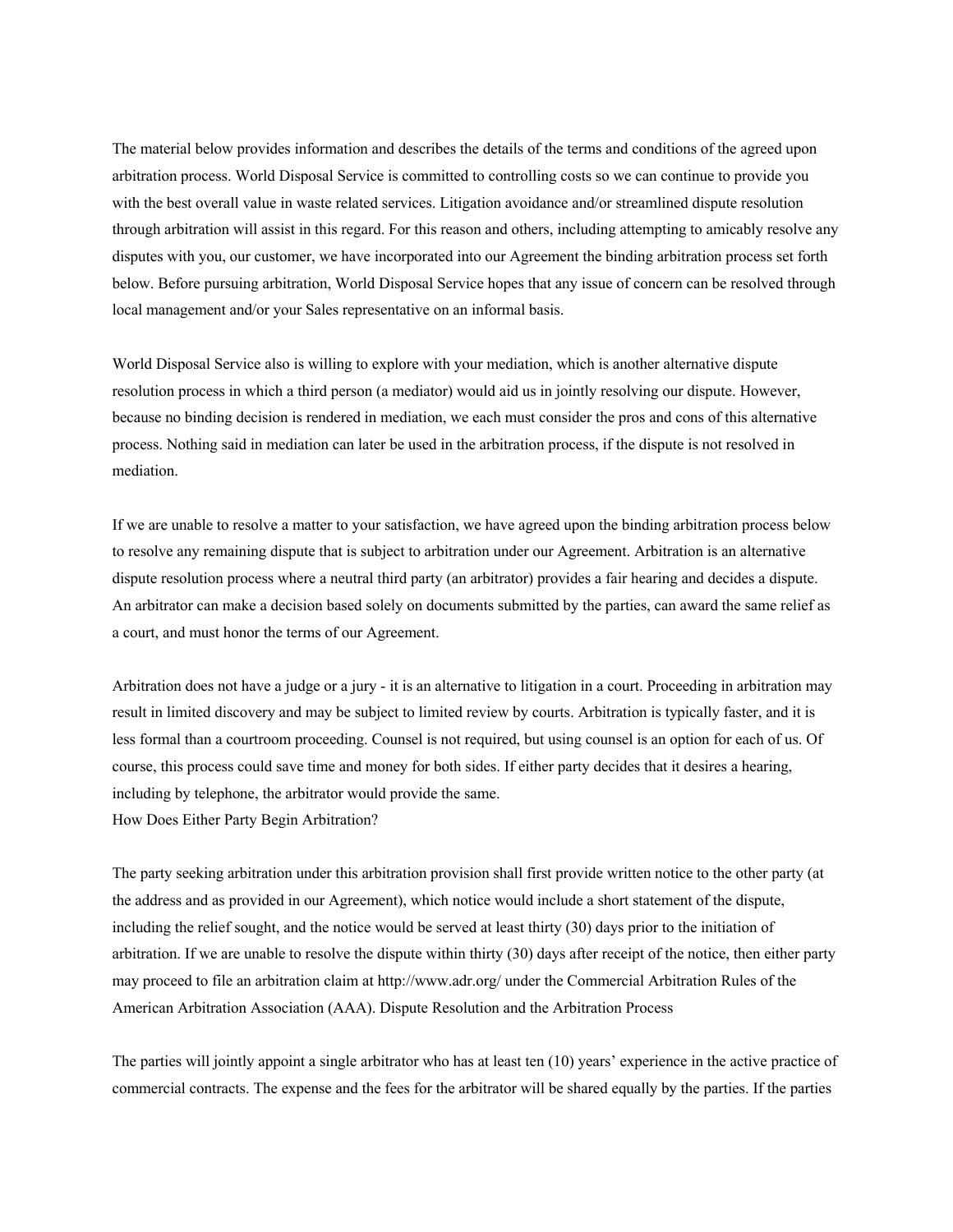The material below provides information and describes the details of the terms and conditions of the agreed upon arbitration process. World Disposal Service is committed to controlling costs so we can continue to provide you with the best overall value in waste related services. Litigation avoidance and/or streamlined dispute resolution through arbitration will assist in this regard. For this reason and others, including attempting to amicably resolve any disputes with you, our customer, we have incorporated into our Agreement the binding arbitration process set forth below. Before pursuing arbitration, World Disposal Service hopes that any issue of concern can be resolved through local management and/or your Sales representative on an informal basis.

World Disposal Service also is willing to explore with your mediation, which is another alternative dispute resolution process in which a third person (a mediator) would aid us in jointly resolving our dispute. However, because no binding decision is rendered in mediation, we each must consider the pros and cons of this alternative process. Nothing said in mediation can later be used in the arbitration process, if the dispute is not resolved in mediation.

If we are unable to resolve a matter to your satisfaction, we have agreed upon the binding arbitration process below to resolve any remaining dispute that is subject to arbitration under our Agreement. Arbitration is an alternative dispute resolution process where a neutral third party (an arbitrator) provides a fair hearing and decides a dispute. An arbitrator can make a decision based solely on documents submitted by the parties, can award the same relief as a court, and must honor the terms of our Agreement.

Arbitration does not have a judge or a jury - it is an alternative to litigation in a court. Proceeding in arbitration may result in limited discovery and may be subject to limited review by courts. Arbitration is typically faster, and it is less formal than a courtroom proceeding. Counsel is not required, but using counsel is an option for each of us. Of course, this process could save time and money for both sides. If either party decides that it desires a hearing, including by telephone, the arbitrator would provide the same.

How Does Either Party Begin Arbitration?

The party seeking arbitration under this arbitration provision shall first provide written notice to the other party (at the address and as provided in our Agreement), which notice would include a short statement of the dispute, including the relief sought, and the notice would be served at least thirty (30) days prior to the initiation of arbitration. If we are unable to resolve the dispute within thirty (30) days after receipt of the notice, then either party may proceed to file an arbitration claim at http://www.adr.org/ under the Commercial Arbitration Rules of the American Arbitration Association (AAA). Dispute Resolution and the Arbitration Process

The parties will jointly appoint a single arbitrator who has at least ten (10) years' experience in the active practice of commercial contracts. The expense and the fees for the arbitrator will be shared equally by the parties. If the parties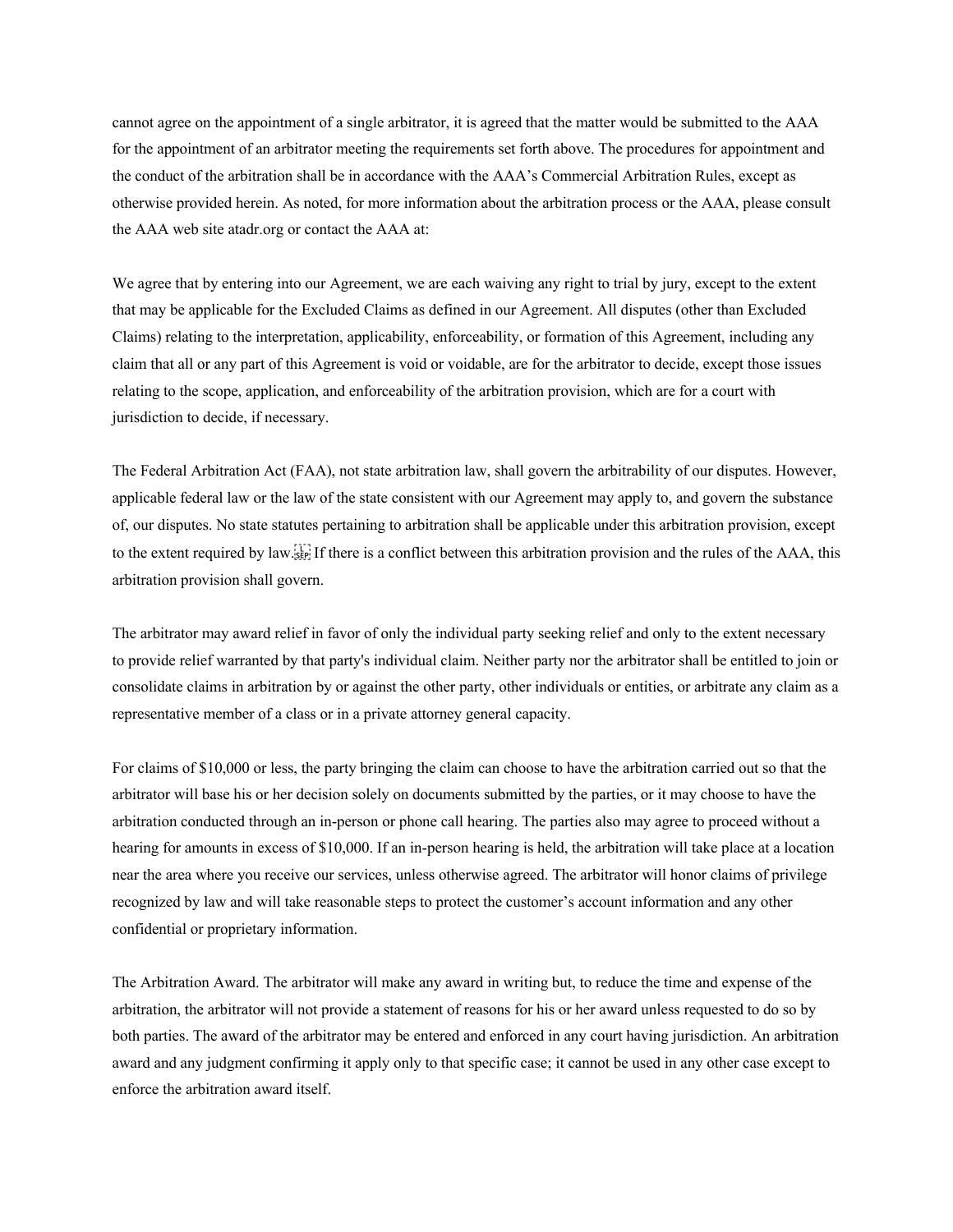cannot agree on the appointment of a single arbitrator, it is agreed that the matter would be submitted to the AAA for the appointment of an arbitrator meeting the requirements set forth above. The procedures for appointment and the conduct of the arbitration shall be in accordance with the AAA's Commercial Arbitration Rules, except as otherwise provided herein. As noted, for more information about the arbitration process or the AAA, please consult the AAA web site atadr.org or contact the AAA at:

We agree that by entering into our Agreement, we are each waiving any right to trial by jury, except to the extent that may be applicable for the Excluded Claims as defined in our Agreement. All disputes (other than Excluded Claims) relating to the interpretation, applicability, enforceability, or formation of this Agreement, including any claim that all or any part of this Agreement is void or voidable, are for the arbitrator to decide, except those issues relating to the scope, application, and enforceability of the arbitration provision, which are for a court with jurisdiction to decide, if necessary.

The Federal Arbitration Act (FAA), not state arbitration law, shall govern the arbitrability of our disputes. However, applicable federal law or the law of the state consistent with our Agreement may apply to, and govern the substance of, our disputes. No state statutes pertaining to arbitration shall be applicable under this arbitration provision, except to the extent required by law. If there is a conflict between this arbitration provision and the rules of the AAA, this arbitration provision shall govern.

The arbitrator may award relief in favor of only the individual party seeking relief and only to the extent necessary to provide relief warranted by that party's individual claim. Neither party nor the arbitrator shall be entitled to join or consolidate claims in arbitration by or against the other party, other individuals or entities, or arbitrate any claim as a representative member of a class or in a private attorney general capacity.

For claims of $10,000 or less, the party bringing the claim can choose to have the arbitration carried out so that the arbitrator will base his or her decision solely on documents submitted by the parties, or it may choose to have the arbitration conducted through an in-person or phone call hearing. The parties also may agree to proceed without a hearing for amounts in excess of $10,000. If an in-person hearing is held, the arbitration will take place at a location near the area where you receive our services, unless otherwise agreed. The arbitrator will honor claims of privilege recognized by law and will take reasonable steps to protect the customer's account information and any other confidential or proprietary information.

The Arbitration Award. The arbitrator will make any award in writing but, to reduce the time and expense of the arbitration, the arbitrator will not provide a statement of reasons for his or her award unless requested to do so by both parties. The award of the arbitrator may be entered and enforced in any court having jurisdiction. An arbitration award and any judgment confirming it apply only to that specific case; it cannot be used in any other case except to enforce the arbitration award itself.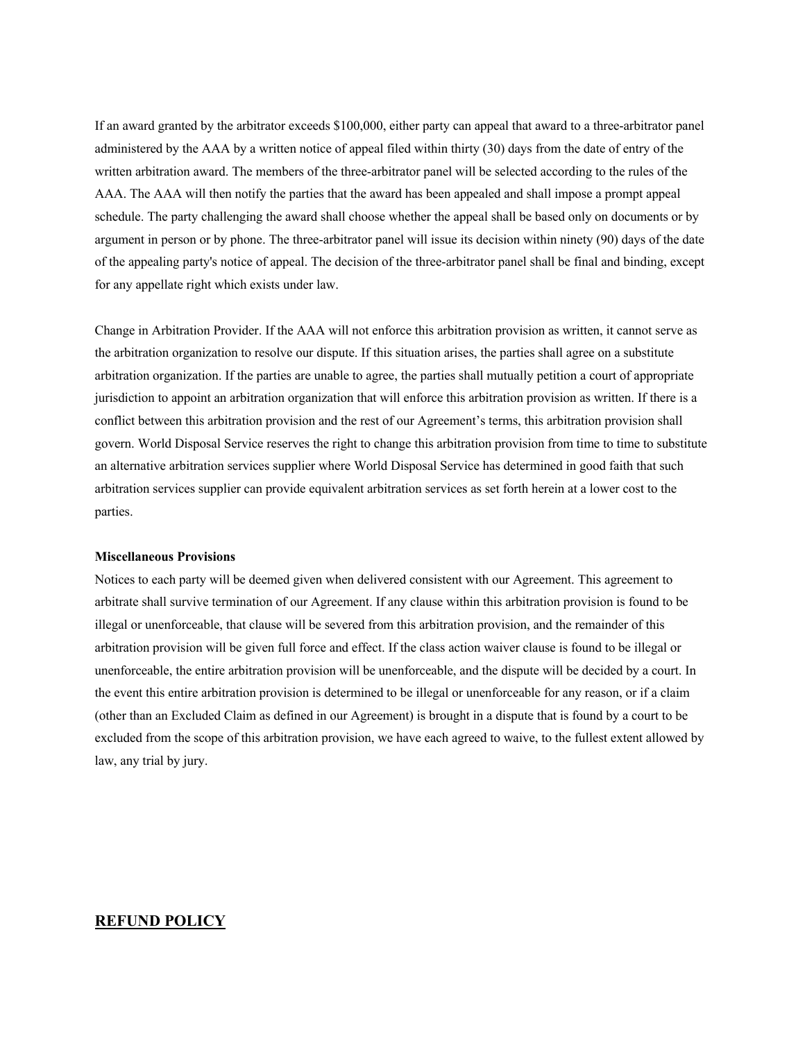If an award granted by the arbitrator exceeds $100,000, either party can appeal that award to a three-arbitrator panel administered by the AAA by a written notice of appeal filed within thirty (30) days from the date of entry of the written arbitration award. The members of the three-arbitrator panel will be selected according to the rules of the AAA. The AAA will then notify the parties that the award has been appealed and shall impose a prompt appeal schedule. The party challenging the award shall choose whether the appeal shall be based only on documents or by argument in person or by phone. The three-arbitrator panel will issue its decision within ninety (90) days of the date of the appealing party's notice of appeal. The decision of the three-arbitrator panel shall be final and binding, except for any appellate right which exists under law.

Change in Arbitration Provider. If the AAA will not enforce this arbitration provision as written, it cannot serve as the arbitration organization to resolve our dispute. If this situation arises, the parties shall agree on a substitute arbitration organization. If the parties are unable to agree, the parties shall mutually petition a court of appropriate jurisdiction to appoint an arbitration organization that will enforce this arbitration provision as written. If there is a conflict between this arbitration provision and the rest of our Agreement's terms, this arbitration provision shall govern. World Disposal Service reserves the right to change this arbitration provision from time to time to substitute an alternative arbitration services supplier where World Disposal Service has determined in good faith that such arbitration services supplier can provide equivalent arbitration services as set forth herein at a lower cost to the parties.

**Miscellaneous Provisions**

Notices to each party will be deemed given when delivered consistent with our Agreement. This agreement to arbitrate shall survive termination of our Agreement. If any clause within this arbitration provision is found to be illegal or unenforceable, that clause will be severed from this arbitration provision, and the remainder of this arbitration provision will be given full force and effect. If the class action waiver clause is found to be illegal or unenforceable, the entire arbitration provision will be unenforceable, and the dispute will be decided by a court. In the event this entire arbitration provision is determined to be illegal or unenforceable for any reason, or if a claim (other than an Excluded Claim as defined in our Agreement) is brought in a dispute that is found by a court to be excluded from the scope of this arbitration provision, we have each agreed to waive, to the fullest extent allowed by law, any trial by jury.

## REFUND POLICY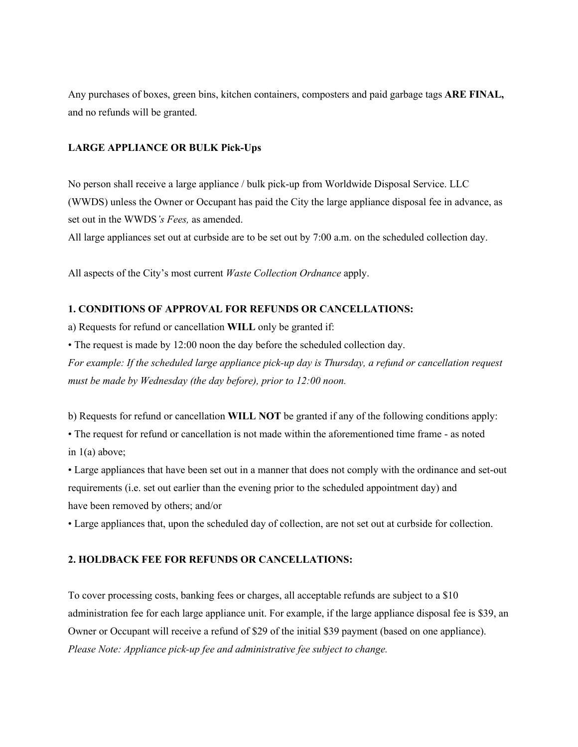Any purchases of boxes, green bins, kitchen containers, composters and paid garbage tags **ARE FINAL,** and no refunds will be granted.

**LARGE APPLIANCE OR BULK Pick-Ups**

No person shall receive a large appliance / bulk pick-up from Worldwide Disposal Service. LLC (WWDS) unless the Owner or Occupant has paid the City the large appliance disposal fee in advance, as set out in the WWDS*'s Fees,* as amended.
All large appliances set out at curbside are to be set out by 7:00 a.m. on the scheduled collection day.

All aspects of the City's most current *Waste Collection Ordnance* apply.

**1. CONDITIONS OF APPROVAL FOR REFUNDS OR CANCELLATIONS:**

a) Requests for refund or cancellation **WILL** only be granted if:

• The request is made by 12:00 noon the day before the scheduled collection day.

*For example: If the scheduled large appliance pick-up day is Thursday, a refund or cancellation request must be made by Wednesday (the day before), prior to 12:00 noon.*

b) Requests for refund or cancellation **WILL NOT** be granted if any of the following conditions apply:

• The request for refund or cancellation is not made within the aforementioned time frame - as noted in 1(a) above;

• Large appliances that have been set out in a manner that does not comply with the ordinance and set-out requirements (i.e. set out earlier than the evening prior to the scheduled appointment day) and have been removed by others; and/or

• Large appliances that, upon the scheduled day of collection, are not set out at curbside for collection.

**2. HOLDBACK FEE FOR REFUNDS OR CANCELLATIONS:**

To cover processing costs, banking fees or charges, all acceptable refunds are subject to a $10 administration fee for each large appliance unit. For example, if the large appliance disposal fee is $39, an Owner or Occupant will receive a refund of $29 of the initial $39 payment (based on one appliance).
*Please Note: Appliance pick-up fee and administrative fee subject to change.*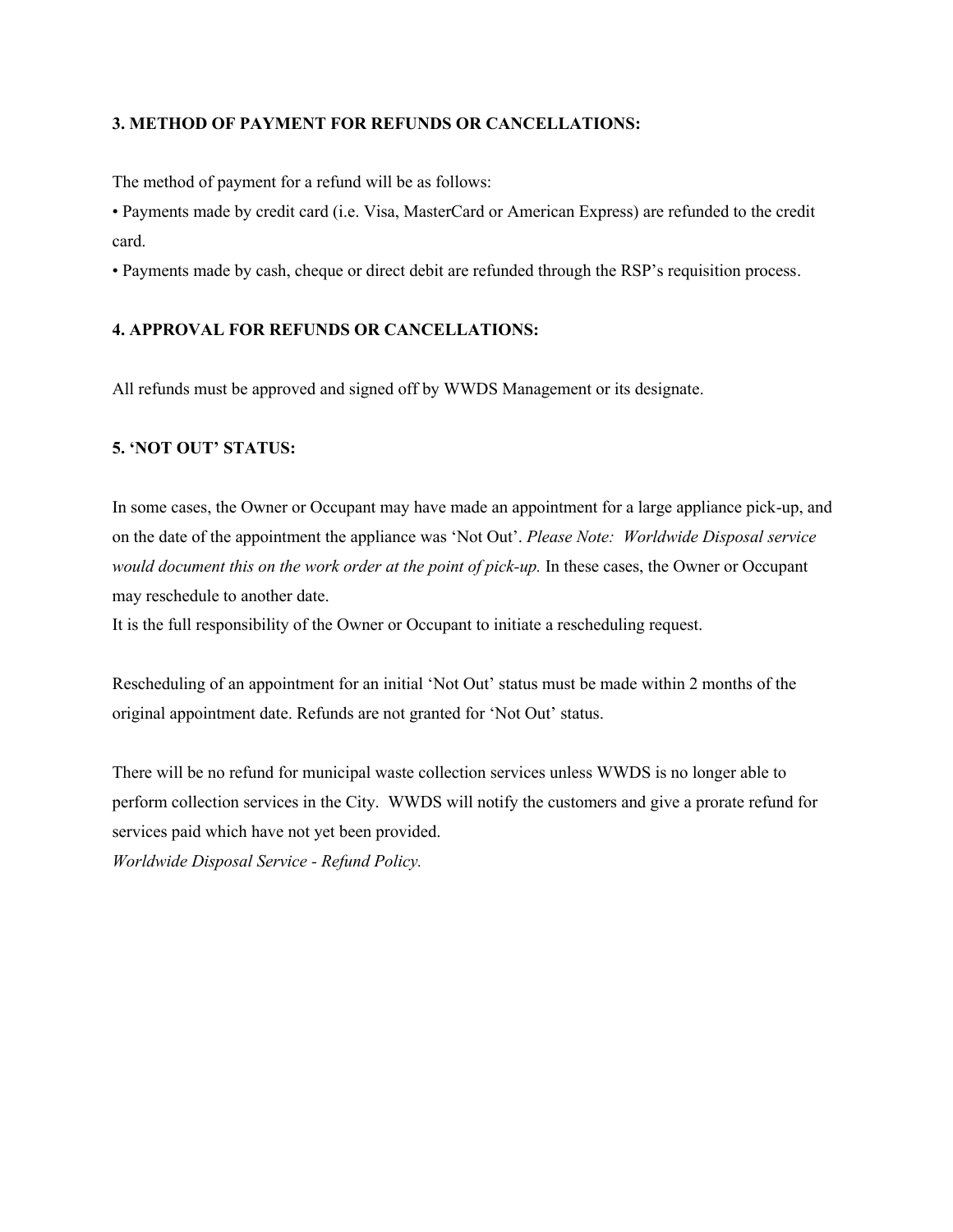### 3. METHOD OF PAYMENT FOR REFUNDS OR CANCELLATIONS:

The method of payment for a refund will be as follows:

- Payments made by credit card (i.e. Visa, MasterCard or American Express) are refunded to the credit card.
- Payments made by cash, cheque or direct debit are refunded through the RSP's requisition process.

### 4. APPROVAL FOR REFUNDS OR CANCELLATIONS:

All refunds must be approved and signed off by WWDS Management or its designate.

### 5. 'NOT OUT' STATUS:

In some cases, the Owner or Occupant may have made an appointment for a large appliance pick-up, and on the date of the appointment the appliance was 'Not Out'. *Please Note: Worldwide Disposal service would document this on the work order at the point of pick-up.* In these cases, the Owner or Occupant may reschedule to another date.
It is the full responsibility of the Owner or Occupant to initiate a rescheduling request.

Rescheduling of an appointment for an initial 'Not Out' status must be made within 2 months of the original appointment date. Refunds are not granted for 'Not Out' status.

There will be no refund for municipal waste collection services unless WWDS is no longer able to perform collection services in the City. WWDS will notify the customers and give a prorate refund for services paid which have not yet been provided.
*Worldwide Disposal Service - Refund Policy.*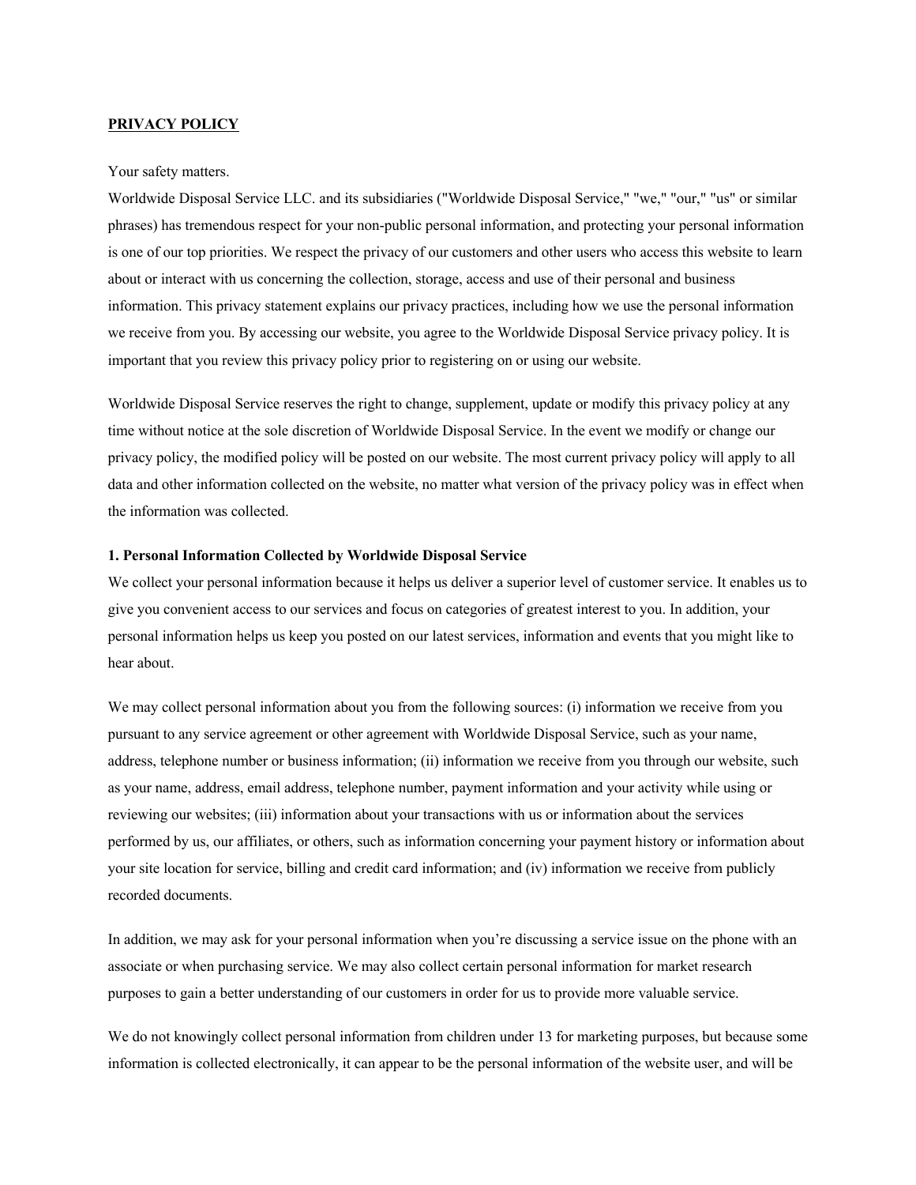**PRIVACY POLICY**

Your safety matters.

Worldwide Disposal Service LLC. and its subsidiaries ("Worldwide Disposal Service," "we," "our," "us" or similar phrases) has tremendous respect for your non-public personal information, and protecting your personal information is one of our top priorities. We respect the privacy of our customers and other users who access this website to learn about or interact with us concerning the collection, storage, access and use of their personal and business information. This privacy statement explains our privacy practices, including how we use the personal information we receive from you. By accessing our website, you agree to the Worldwide Disposal Service privacy policy. It is important that you review this privacy policy prior to registering on or using our website.

Worldwide Disposal Service reserves the right to change, supplement, update or modify this privacy policy at any time without notice at the sole discretion of Worldwide Disposal Service. In the event we modify or change our privacy policy, the modified policy will be posted on our website. The most current privacy policy will apply to all data and other information collected on the website, no matter what version of the privacy policy was in effect when the information was collected.

**1. Personal Information Collected by Worldwide Disposal Service**

We collect your personal information because it helps us deliver a superior level of customer service. It enables us to give you convenient access to our services and focus on categories of greatest interest to you. In addition, your personal information helps us keep you posted on our latest services, information and events that you might like to hear about.

We may collect personal information about you from the following sources: (i) information we receive from you pursuant to any service agreement or other agreement with Worldwide Disposal Service, such as your name, address, telephone number or business information; (ii) information we receive from you through our website, such as your name, address, email address, telephone number, payment information and your activity while using or reviewing our websites; (iii) information about your transactions with us or information about the services performed by us, our affiliates, or others, such as information concerning your payment history or information about your site location for service, billing and credit card information; and (iv) information we receive from publicly recorded documents.

In addition, we may ask for your personal information when you're discussing a service issue on the phone with an associate or when purchasing service. We may also collect certain personal information for market research purposes to gain a better understanding of our customers in order for us to provide more valuable service.

We do not knowingly collect personal information from children under 13 for marketing purposes, but because some information is collected electronically, it can appear to be the personal information of the website user, and will be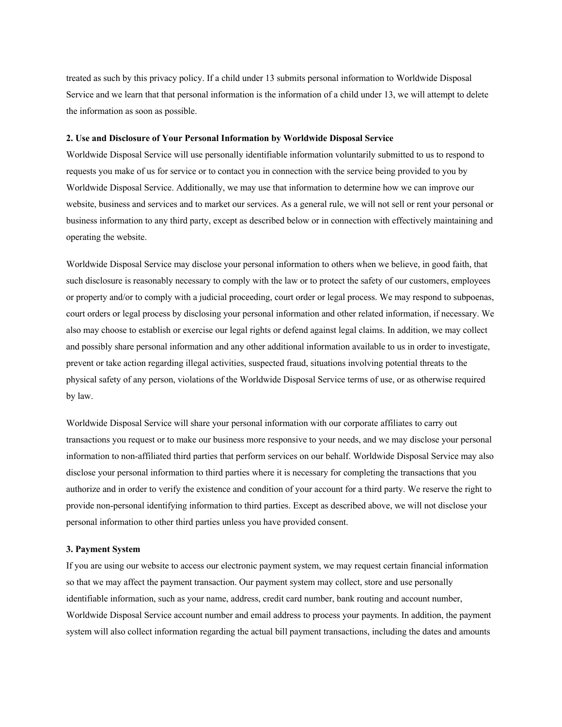treated as such by this privacy policy. If a child under 13 submits personal information to Worldwide Disposal Service and we learn that that personal information is the information of a child under 13, we will attempt to delete the information as soon as possible.

**2. Use and Disclosure of Your Personal Information by Worldwide Disposal Service**

Worldwide Disposal Service will use personally identifiable information voluntarily submitted to us to respond to requests you make of us for service or to contact you in connection with the service being provided to you by Worldwide Disposal Service. Additionally, we may use that information to determine how we can improve our website, business and services and to market our services. As a general rule, we will not sell or rent your personal or business information to any third party, except as described below or in connection with effectively maintaining and operating the website.

Worldwide Disposal Service may disclose your personal information to others when we believe, in good faith, that such disclosure is reasonably necessary to comply with the law or to protect the safety of our customers, employees or property and/or to comply with a judicial proceeding, court order or legal process. We may respond to subpoenas, court orders or legal process by disclosing your personal information and other related information, if necessary. We also may choose to establish or exercise our legal rights or defend against legal claims. In addition, we may collect and possibly share personal information and any other additional information available to us in order to investigate, prevent or take action regarding illegal activities, suspected fraud, situations involving potential threats to the physical safety of any person, violations of the Worldwide Disposal Service terms of use, or as otherwise required by law.

Worldwide Disposal Service will share your personal information with our corporate affiliates to carry out transactions you request or to make our business more responsive to your needs, and we may disclose your personal information to non-affiliated third parties that perform services on our behalf. Worldwide Disposal Service may also disclose your personal information to third parties where it is necessary for completing the transactions that you authorize and in order to verify the existence and condition of your account for a third party. We reserve the right to provide non-personal identifying information to third parties. Except as described above, we will not disclose your personal information to other third parties unless you have provided consent.

**3. Payment System**

If you are using our website to access our electronic payment system, we may request certain financial information so that we may affect the payment transaction. Our payment system may collect, store and use personally identifiable information, such as your name, address, credit card number, bank routing and account number, Worldwide Disposal Service account number and email address to process your payments. In addition, the payment system will also collect information regarding the actual bill payment transactions, including the dates and amounts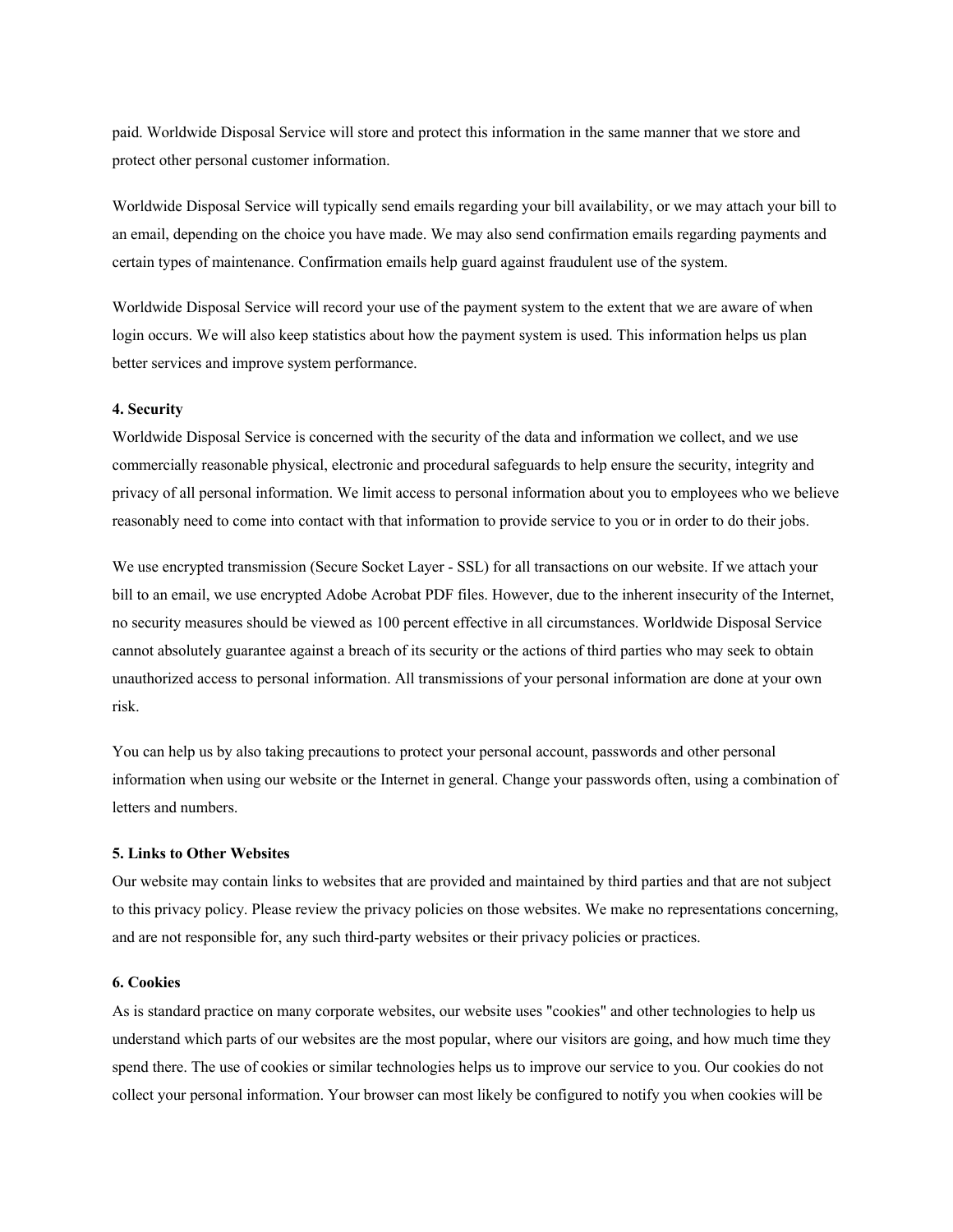paid. Worldwide Disposal Service will store and protect this information in the same manner that we store and protect other personal customer information.

Worldwide Disposal Service will typically send emails regarding your bill availability, or we may attach your bill to an email, depending on the choice you have made. We may also send confirmation emails regarding payments and certain types of maintenance. Confirmation emails help guard against fraudulent use of the system.

Worldwide Disposal Service will record your use of the payment system to the extent that we are aware of when login occurs. We will also keep statistics about how the payment system is used. This information helps us plan better services and improve system performance.

**4. Security**

Worldwide Disposal Service is concerned with the security of the data and information we collect, and we use commercially reasonable physical, electronic and procedural safeguards to help ensure the security, integrity and privacy of all personal information. We limit access to personal information about you to employees who we believe reasonably need to come into contact with that information to provide service to you or in order to do their jobs.

We use encrypted transmission (Secure Socket Layer - SSL) for all transactions on our website. If we attach your bill to an email, we use encrypted Adobe Acrobat PDF files. However, due to the inherent insecurity of the Internet, no security measures should be viewed as 100 percent effective in all circumstances. Worldwide Disposal Service cannot absolutely guarantee against a breach of its security or the actions of third parties who may seek to obtain unauthorized access to personal information. All transmissions of your personal information are done at your own risk.

You can help us by also taking precautions to protect your personal account, passwords and other personal information when using our website or the Internet in general. Change your passwords often, using a combination of letters and numbers.

**5. Links to Other Websites**

Our website may contain links to websites that are provided and maintained by third parties and that are not subject to this privacy policy. Please review the privacy policies on those websites. We make no representations concerning, and are not responsible for, any such third-party websites or their privacy policies or practices.

**6. Cookies**

As is standard practice on many corporate websites, our website uses "cookies" and other technologies to help us understand which parts of our websites are the most popular, where our visitors are going, and how much time they spend there. The use of cookies or similar technologies helps us to improve our service to you. Our cookies do not collect your personal information. Your browser can most likely be configured to notify you when cookies will be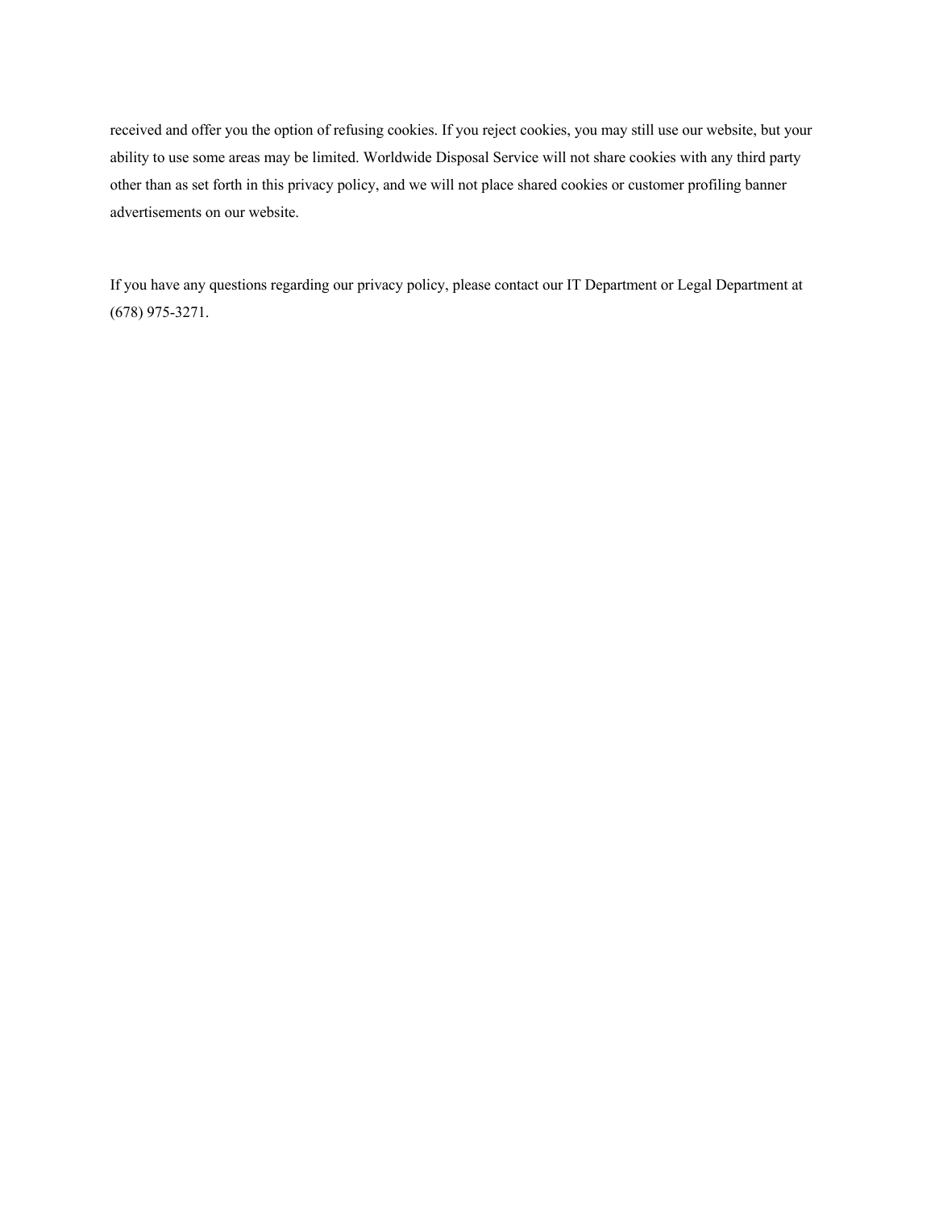received and offer you the option of refusing cookies. If you reject cookies, you may still use our website, but your ability to use some areas may be limited. Worldwide Disposal Service will not share cookies with any third party other than as set forth in this privacy policy, and we will not place shared cookies or customer profiling banner advertisements on our website.

If you have any questions regarding our privacy policy, please contact our IT Department or Legal Department at (678) 975-3271.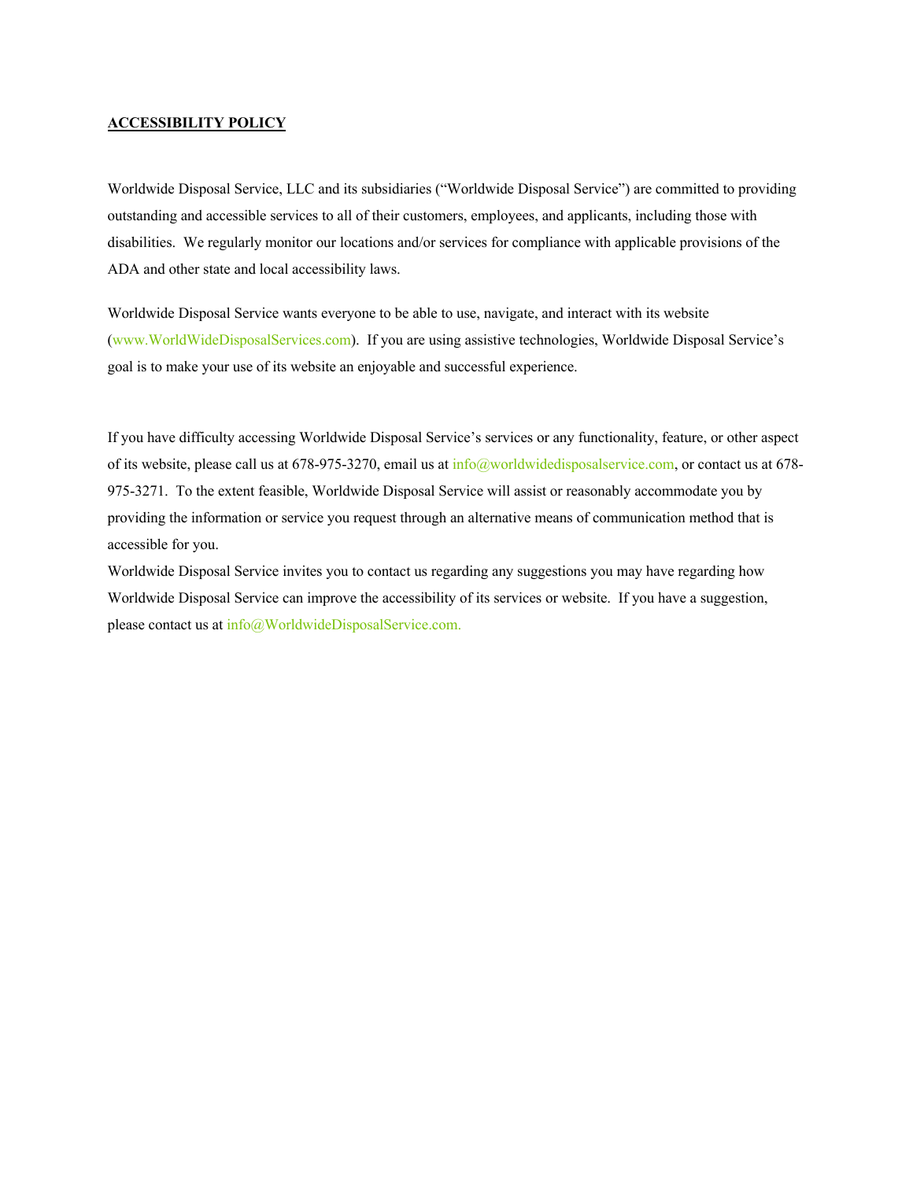**ACCESSIBILITY POLICY**

Worldwide Disposal Service, LLC and its subsidiaries ("Worldwide Disposal Service") are committed to providing outstanding and accessible services to all of their customers, employees, and applicants, including those with disabilities. We regularly monitor our locations and/or services for compliance with applicable provisions of the ADA and other state and local accessibility laws.

Worldwide Disposal Service wants everyone to be able to use, navigate, and interact with its website (www.WorldWideDisposalServices.com). If you are using assistive technologies, Worldwide Disposal Service's goal is to make your use of its website an enjoyable and successful experience.

If you have difficulty accessing Worldwide Disposal Service's services or any functionality, feature, or other aspect of its website, please call us at 678-975-3270, email us at info@worldwidedisposalservice.com, or contact us at 678-975-3271. To the extent feasible, Worldwide Disposal Service will assist or reasonably accommodate you by providing the information or service you request through an alternative means of communication method that is accessible for you.

Worldwide Disposal Service invites you to contact us regarding any suggestions you may have regarding how Worldwide Disposal Service can improve the accessibility of its services or website. If you have a suggestion, please contact us at info@WorldwideDisposalService.com.